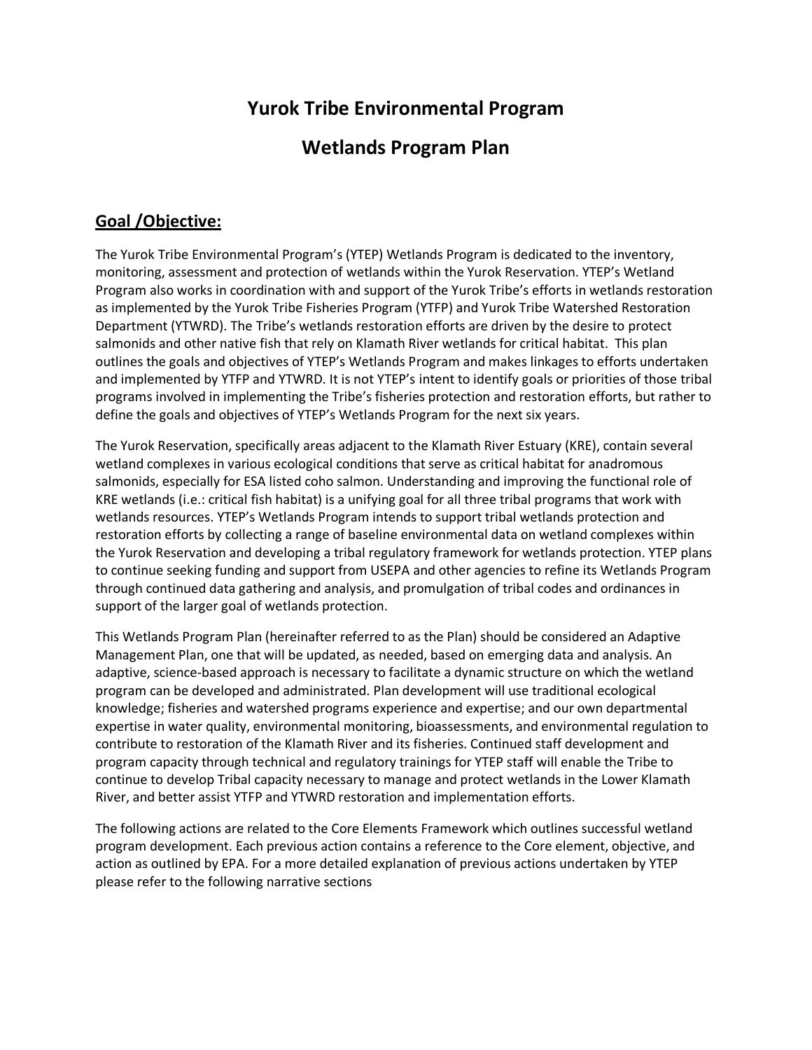# Yurok Tribe Environmental Program

# Wetlands Program Plan

## Goal /Objective:

The Yurok Tribe Environmental Program's (YTEP) Wetlands Program is dedicated to the inventory, monitoring, assessment and protection of wetlands within the Yurok Reservation. YTEP's Wetland Program also works in coordination with and support of the Yurok Tribe's efforts in wetlands restoration as implemented by the Yurok Tribe Fisheries Program (YTFP) and Yurok Tribe Watershed Restoration Department (YTWRD). The Tribe's wetlands restoration efforts are driven by the desire to protect salmonids and other native fish that rely on Klamath River wetlands for critical habitat. This plan outlines the goals and objectives of YTEP's Wetlands Program and makes linkages to efforts undertaken and implemented by YTFP and YTWRD. It is not YTEP's intent to identify goals or priorities of those tribal programs involved in implementing the Tribe's fisheries protection and restoration efforts, but rather to define the goals and objectives of YTEP's Wetlands Program for the next six years.

The Yurok Reservation, specifically areas adjacent to the Klamath River Estuary (KRE), contain several wetland complexes in various ecological conditions that serve as critical habitat for anadromous salmonids, especially for ESA listed coho salmon. Understanding and improving the functional role of KRE wetlands (i.e.: critical fish habitat) is a unifying goal for all three tribal programs that work with wetlands resources. YTEP's Wetlands Program intends to support tribal wetlands protection and restoration efforts by collecting a range of baseline environmental data on wetland complexes within the Yurok Reservation and developing a tribal regulatory framework for wetlands protection. YTEP plans to continue seeking funding and support from USEPA and other agencies to refine its Wetlands Program through continued data gathering and analysis, and promulgation of tribal codes and ordinances in support of the larger goal of wetlands protection.

This Wetlands Program Plan (hereinafter referred to as the Plan) should be considered an Adaptive Management Plan, one that will be updated, as needed, based on emerging data and analysis. An adaptive, science-based approach is necessary to facilitate a dynamic structure on which the wetland program can be developed and administrated. Plan development will use traditional ecological knowledge; fisheries and watershed programs experience and expertise; and our own departmental expertise in water quality, environmental monitoring, bioassessments, and environmental regulation to contribute to restoration of the Klamath River and its fisheries. Continued staff development and program capacity through technical and regulatory trainings for YTEP staff will enable the Tribe to continue to develop Tribal capacity necessary to manage and protect wetlands in the Lower Klamath River, and better assist YTFP and YTWRD restoration and implementation efforts.

The following actions are related to the Core Elements Framework which outlines successful wetland program development. Each previous action contains a reference to the Core element, objective, and action as outlined by EPA. For a more detailed explanation of previous actions undertaken by YTEP please refer to the following narrative sections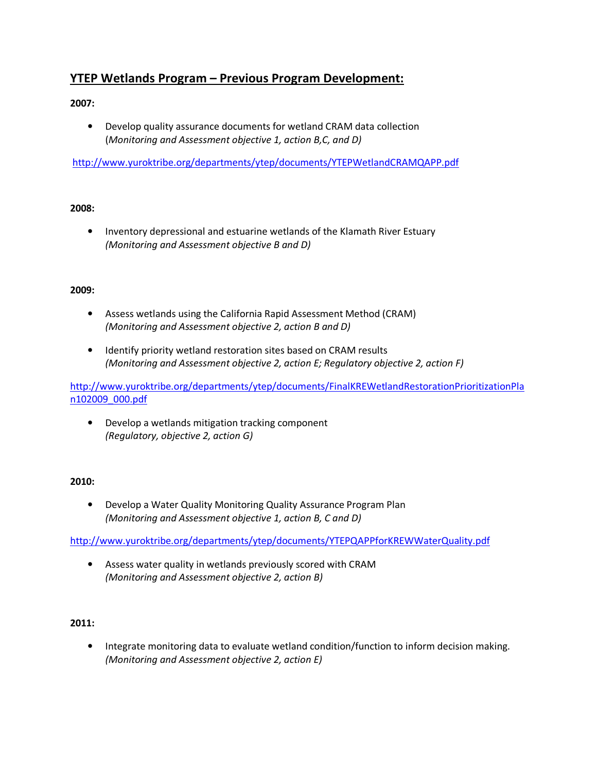## YTEP Wetlands Program – Previous Program Development:

**2007:**

- Develop quality assurance documents for wetland CRAM data collection (*Monitoring and Assessment objective 1, action B,C, and D)*

http://www.yuroktribe.org/departments/ytep/documents/YTEPWetlandCRAMQAPP.pdf

**2008:**

- Inventory depressional and estuarine wetlands of the Klamath River Estuary *(Monitoring and Assessment objective B and D)*

**2009:**

- Assess wetlands using the California Rapid Assessment Method (CRAM) *(Monitoring and Assessment objective 2, action B and D)*
- Identify priority wetland restoration sites based on CRAM results *(Monitoring and Assessment objective 2, action E; Regulatory objective 2, action F)*

http://www.yuroktribe.org/departments/ytep/documents/FinalKREWetlandRestorationPrioritizationPlan102009_000.pdf

- Develop a wetlands mitigation tracking component *(Regulatory, objective 2, action G)*

**2010:**

- Develop a Water Quality Monitoring Quality Assurance Program Plan *(Monitoring and Assessment objective 1, action B, C and D)*

http://www.yuroktribe.org/departments/ytep/documents/YTEPQAPPforKREWWaterQuality.pdf

- Assess water quality in wetlands previously scored with CRAM *(Monitoring and Assessment objective 2, action B)*

**2011:**

- Integrate monitoring data to evaluate wetland condition/function to inform decision making. *(Monitoring and Assessment objective 2, action E)*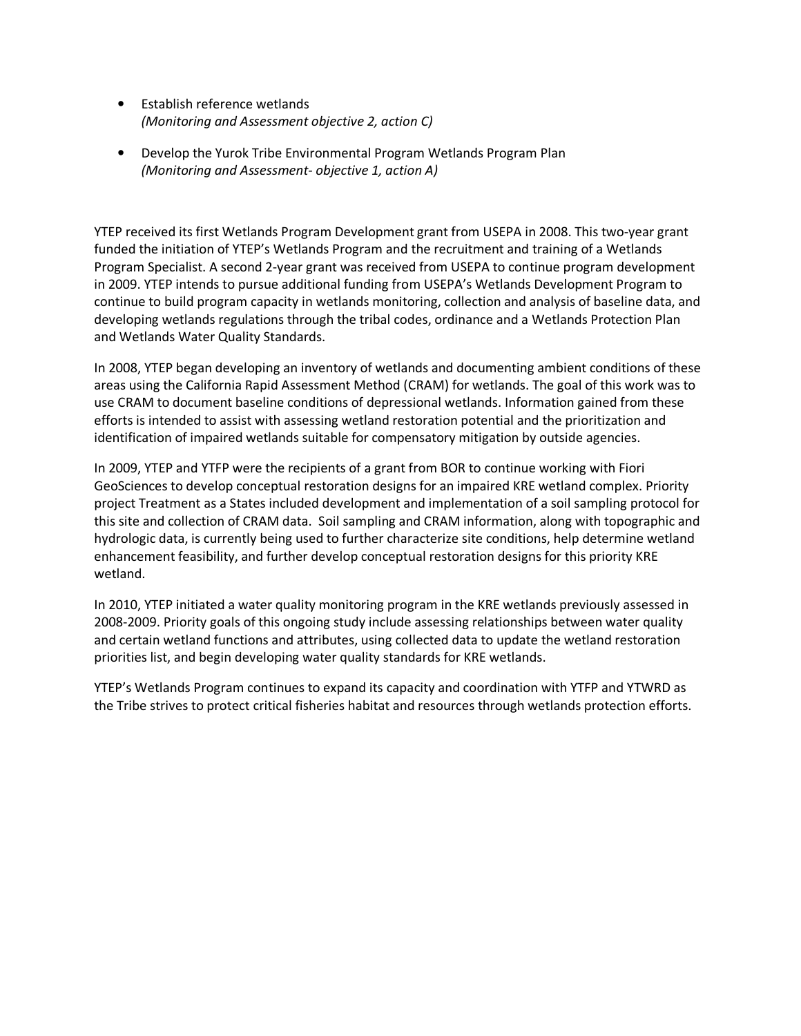- Establish reference wetlands
  *(Monitoring and Assessment objective 2, action C)*

- Develop the Yurok Tribe Environmental Program Wetlands Program Plan
  *(Monitoring and Assessment- objective 1, action A)*

YTEP received its first Wetlands Program Development grant from USEPA in 2008. This two-year grant funded the initiation of YTEP's Wetlands Program and the recruitment and training of a Wetlands Program Specialist. A second 2-year grant was received from USEPA to continue program development in 2009. YTEP intends to pursue additional funding from USEPA's Wetlands Development Program to continue to build program capacity in wetlands monitoring, collection and analysis of baseline data, and developing wetlands regulations through the tribal codes, ordinance and a Wetlands Protection Plan and Wetlands Water Quality Standards.

In 2008, YTEP began developing an inventory of wetlands and documenting ambient conditions of these areas using the California Rapid Assessment Method (CRAM) for wetlands. The goal of this work was to use CRAM to document baseline conditions of depressional wetlands. Information gained from these efforts is intended to assist with assessing wetland restoration potential and the prioritization and identification of impaired wetlands suitable for compensatory mitigation by outside agencies.

In 2009, YTEP and YTFP were the recipients of a grant from BOR to continue working with Fiori GeoSciences to develop conceptual restoration designs for an impaired KRE wetland complex. Priority project Treatment as a States included development and implementation of a soil sampling protocol for this site and collection of CRAM data. Soil sampling and CRAM information, along with topographic and hydrologic data, is currently being used to further characterize site conditions, help determine wetland enhancement feasibility, and further develop conceptual restoration designs for this priority KRE wetland.

In 2010, YTEP initiated a water quality monitoring program in the KRE wetlands previously assessed in 2008-2009. Priority goals of this ongoing study include assessing relationships between water quality and certain wetland functions and attributes, using collected data to update the wetland restoration priorities list, and begin developing water quality standards for KRE wetlands.

YTEP's Wetlands Program continues to expand its capacity and coordination with YTFP and YTWRD as the Tribe strives to protect critical fisheries habitat and resources through wetlands protection efforts.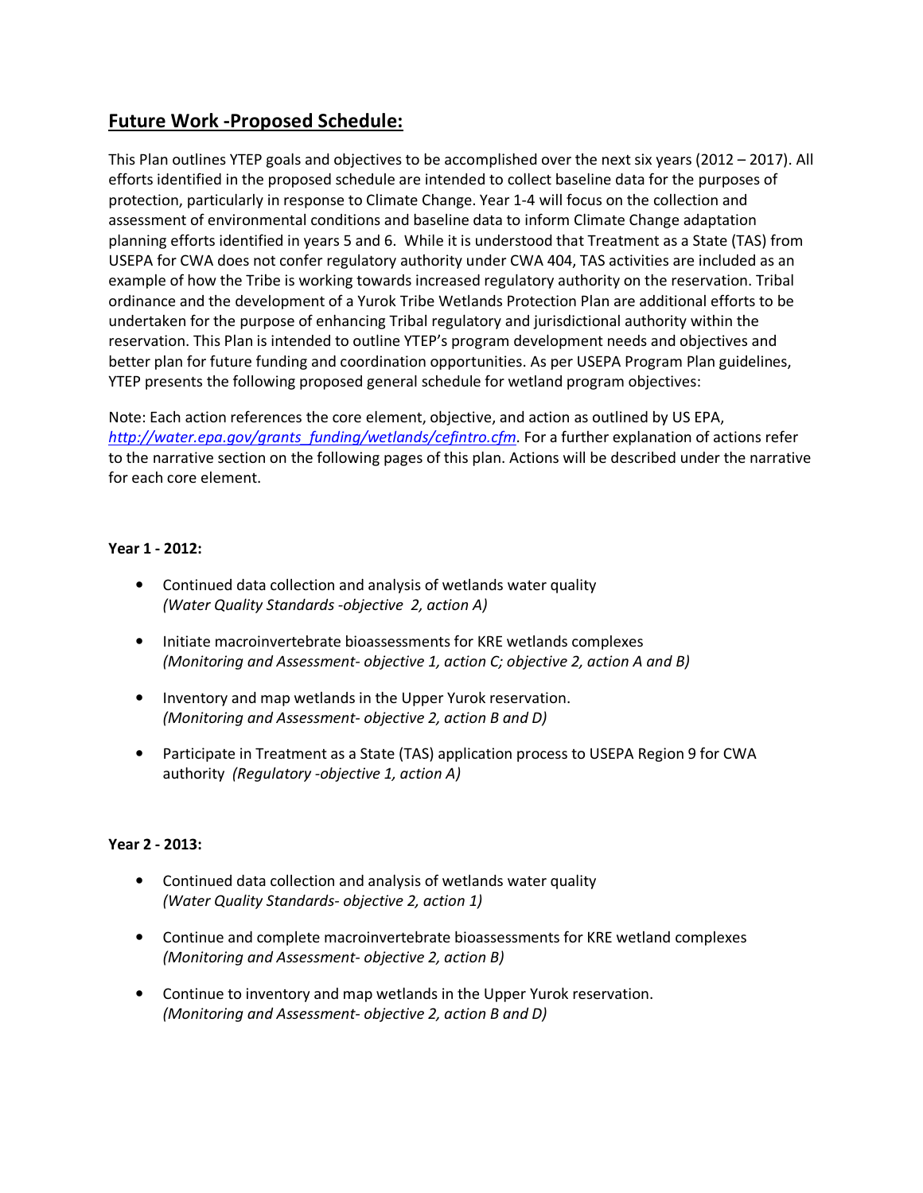## Future Work -Proposed Schedule:

This Plan outlines YTEP goals and objectives to be accomplished over the next six years (2012 – 2017). All efforts identified in the proposed schedule are intended to collect baseline data for the purposes of protection, particularly in response to Climate Change. Year 1-4 will focus on the collection and assessment of environmental conditions and baseline data to inform Climate Change adaptation planning efforts identified in years 5 and 6. While it is understood that Treatment as a State (TAS) from USEPA for CWA does not confer regulatory authority under CWA 404, TAS activities are included as an example of how the Tribe is working towards increased regulatory authority on the reservation. Tribal ordinance and the development of a Yurok Tribe Wetlands Protection Plan are additional efforts to be undertaken for the purpose of enhancing Tribal regulatory and jurisdictional authority within the reservation. This Plan is intended to outline YTEP's program development needs and objectives and better plan for future funding and coordination opportunities. As per USEPA Program Plan guidelines, YTEP presents the following proposed general schedule for wetland program objectives:

Note: Each action references the core element, objective, and action as outlined by US EPA, *http://water.epa.gov/grants_funding/wetlands/cefintro.cfm*. For a further explanation of actions refer to the narrative section on the following pages of this plan. Actions will be described under the narrative for each core element.

**Year 1 - 2012:**

- Continued data collection and analysis of wetlands water quality
  *(Water Quality Standards -objective 2, action A)*
- Initiate macroinvertebrate bioassessments for KRE wetlands complexes
  *(Monitoring and Assessment- objective 1, action C; objective 2, action A and B)*
- Inventory and map wetlands in the Upper Yurok reservation.
  *(Monitoring and Assessment- objective 2, action B and D)*
- Participate in Treatment as a State (TAS) application process to USEPA Region 9 for CWA authority *(Regulatory -objective 1, action A)*

**Year 2 - 2013:**

- Continued data collection and analysis of wetlands water quality
  *(Water Quality Standards- objective 2, action 1)*
- Continue and complete macroinvertebrate bioassessments for KRE wetland complexes
  *(Monitoring and Assessment- objective 2, action B)*
- Continue to inventory and map wetlands in the Upper Yurok reservation.
  *(Monitoring and Assessment- objective 2, action B and D)*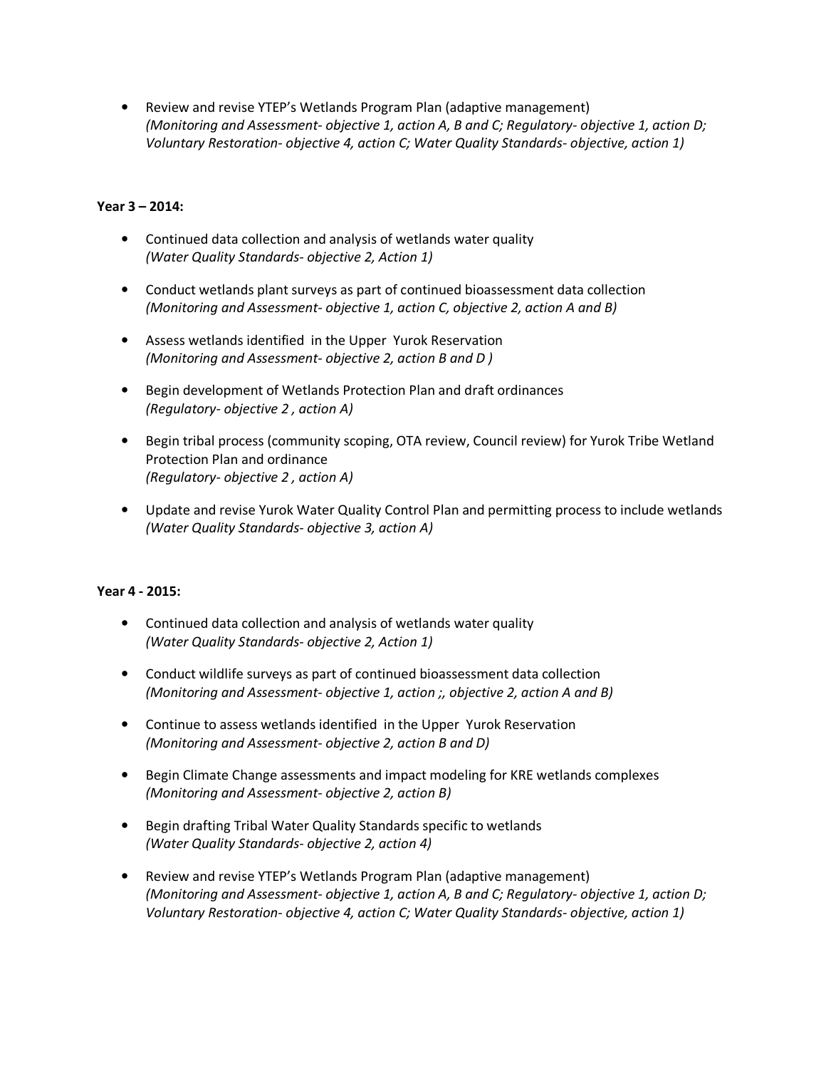- Review and revise YTEP's Wetlands Program Plan (adaptive management)
  *(Monitoring and Assessment- objective 1, action A, B and C; Regulatory- objective 1, action D; Voluntary Restoration- objective 4, action C; Water Quality Standards- objective, action 1)*

**Year 3 – 2014:**

- Continued data collection and analysis of wetlands water quality
  *(Water Quality Standards- objective 2, Action 1)*

- Conduct wetlands plant surveys as part of continued bioassessment data collection
  *(Monitoring and Assessment- objective 1, action C, objective 2, action A and B)*

- Assess wetlands identified in the Upper Yurok Reservation
  *(Monitoring and Assessment- objective 2, action B and D )*

- Begin development of Wetlands Protection Plan and draft ordinances
  *(Regulatory- objective 2 , action A)*

- Begin tribal process (community scoping, OTA review, Council review) for Yurok Tribe Wetland Protection Plan and ordinance
  *(Regulatory- objective 2 , action A)*

- Update and revise Yurok Water Quality Control Plan and permitting process to include wetlands
  *(Water Quality Standards- objective 3, action A)*

**Year 4 - 2015:**

- Continued data collection and analysis of wetlands water quality
  *(Water Quality Standards- objective 2, Action 1)*

- Conduct wildlife surveys as part of continued bioassessment data collection
  *(Monitoring and Assessment- objective 1, action ;, objective 2, action A and B)*

- Continue to assess wetlands identified in the Upper Yurok Reservation
  *(Monitoring and Assessment- objective 2, action B and D)*

- Begin Climate Change assessments and impact modeling for KRE wetlands complexes
  *(Monitoring and Assessment- objective 2, action B)*

- Begin drafting Tribal Water Quality Standards specific to wetlands
  *(Water Quality Standards- objective 2, action 4)*

- Review and revise YTEP's Wetlands Program Plan (adaptive management)
  *(Monitoring and Assessment- objective 1, action A, B and C; Regulatory- objective 1, action D; Voluntary Restoration- objective 4, action C; Water Quality Standards- objective, action 1)*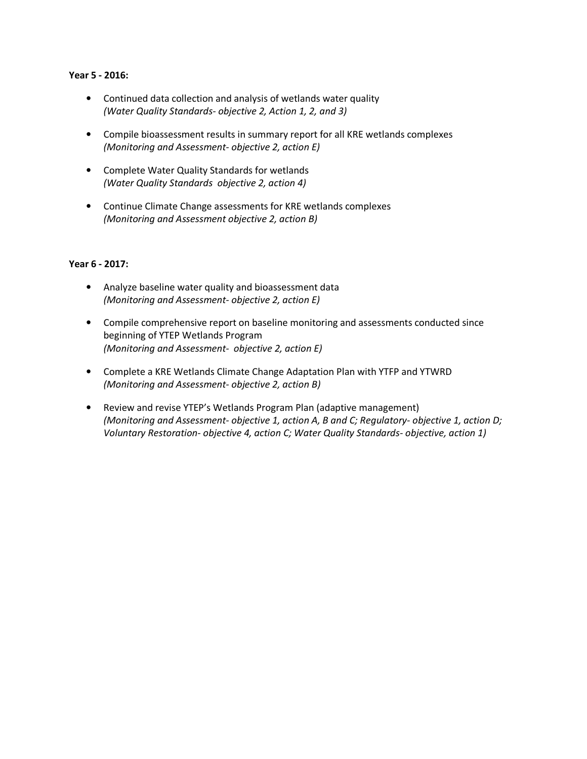**Year 5 - 2016:**

- Continued data collection and analysis of wetlands water quality
  *(Water Quality Standards- objective 2, Action 1, 2, and 3)*

- Compile bioassessment results in summary report for all KRE wetlands complexes
  *(Monitoring and Assessment- objective 2, action E)*

- Complete Water Quality Standards for wetlands
  *(Water Quality Standards objective 2, action 4)*

- Continue Climate Change assessments for KRE wetlands complexes
  *(Monitoring and Assessment objective 2, action B)*

**Year 6 - 2017:**

- Analyze baseline water quality and bioassessment data
  *(Monitoring and Assessment- objective 2, action E)*

- Compile comprehensive report on baseline monitoring and assessments conducted since beginning of YTEP Wetlands Program
  *(Monitoring and Assessment- objective 2, action E)*

- Complete a KRE Wetlands Climate Change Adaptation Plan with YTFP and YTWRD
  *(Monitoring and Assessment- objective 2, action B)*

- Review and revise YTEP's Wetlands Program Plan (adaptive management)
  *(Monitoring and Assessment- objective 1, action A, B and C; Regulatory- objective 1, action D; Voluntary Restoration- objective 4, action C; Water Quality Standards- objective, action 1)*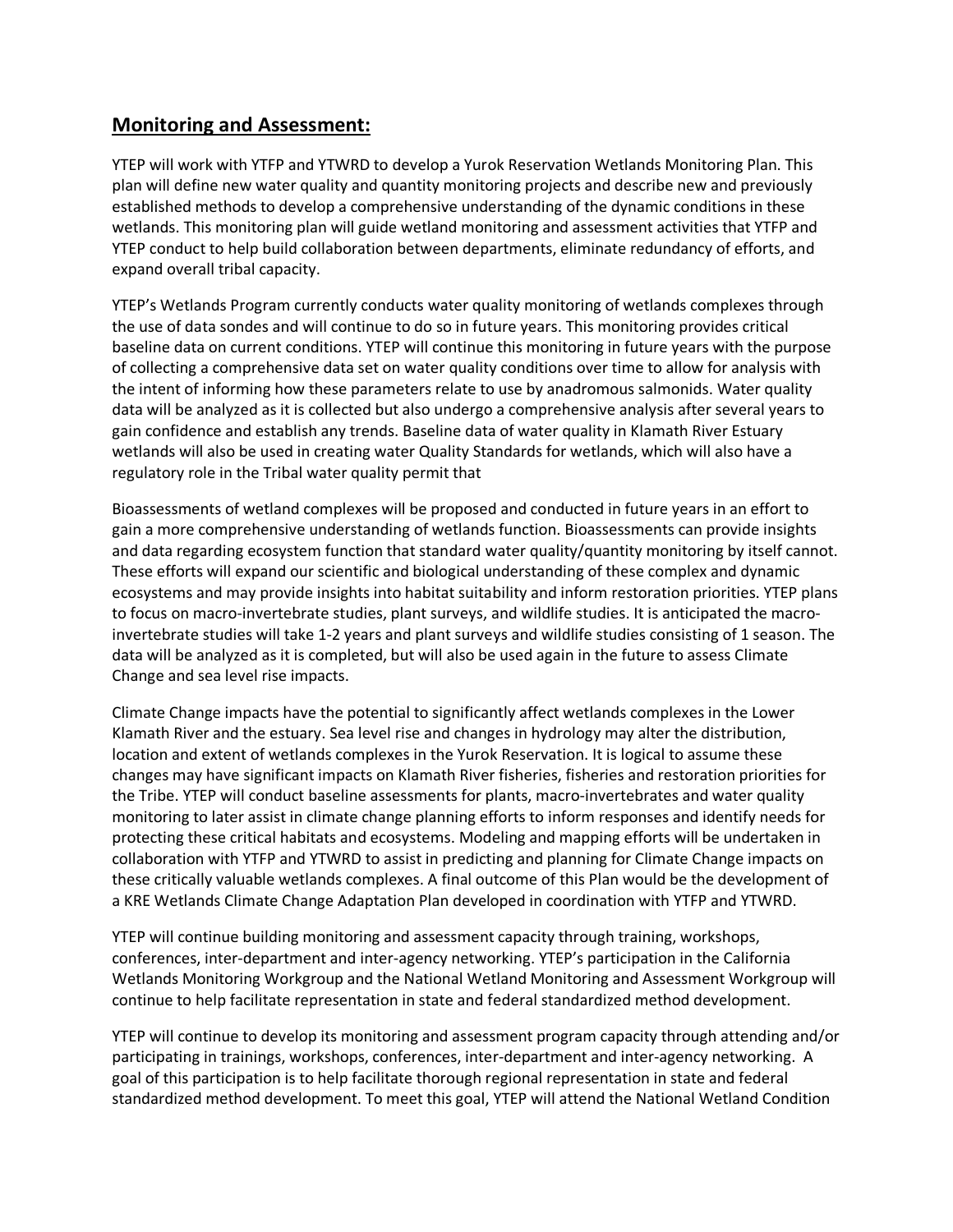## **Monitoring and Assessment:**

YTEP will work with YTFP and YTWRD to develop a Yurok Reservation Wetlands Monitoring Plan. This plan will define new water quality and quantity monitoring projects and describe new and previously established methods to develop a comprehensive understanding of the dynamic conditions in these wetlands. This monitoring plan will guide wetland monitoring and assessment activities that YTFP and YTEP conduct to help build collaboration between departments, eliminate redundancy of efforts, and expand overall tribal capacity.

YTEP's Wetlands Program currently conducts water quality monitoring of wetlands complexes through the use of data sondes and will continue to do so in future years. This monitoring provides critical baseline data on current conditions. YTEP will continue this monitoring in future years with the purpose of collecting a comprehensive data set on water quality conditions over time to allow for analysis with the intent of informing how these parameters relate to use by anadromous salmonids. Water quality data will be analyzed as it is collected but also undergo a comprehensive analysis after several years to gain confidence and establish any trends. Baseline data of water quality in Klamath River Estuary wetlands will also be used in creating water Quality Standards for wetlands, which will also have a regulatory role in the Tribal water quality permit that

Bioassessments of wetland complexes will be proposed and conducted in future years in an effort to gain a more comprehensive understanding of wetlands function. Bioassessments can provide insights and data regarding ecosystem function that standard water quality/quantity monitoring by itself cannot. These efforts will expand our scientific and biological understanding of these complex and dynamic ecosystems and may provide insights into habitat suitability and inform restoration priorities. YTEP plans to focus on macro-invertebrate studies, plant surveys, and wildlife studies. It is anticipated the macro-invertebrate studies will take 1-2 years and plant surveys and wildlife studies consisting of 1 season. The data will be analyzed as it is completed, but will also be used again in the future to assess Climate Change and sea level rise impacts.

Climate Change impacts have the potential to significantly affect wetlands complexes in the Lower Klamath River and the estuary. Sea level rise and changes in hydrology may alter the distribution, location and extent of wetlands complexes in the Yurok Reservation. It is logical to assume these changes may have significant impacts on Klamath River fisheries, fisheries and restoration priorities for the Tribe. YTEP will conduct baseline assessments for plants, macro-invertebrates and water quality monitoring to later assist in climate change planning efforts to inform responses and identify needs for protecting these critical habitats and ecosystems. Modeling and mapping efforts will be undertaken in collaboration with YTFP and YTWRD to assist in predicting and planning for Climate Change impacts on these critically valuable wetlands complexes. A final outcome of this Plan would be the development of a KRE Wetlands Climate Change Adaptation Plan developed in coordination with YTFP and YTWRD.

YTEP will continue building monitoring and assessment capacity through training, workshops, conferences, inter-department and inter-agency networking. YTEP's participation in the California Wetlands Monitoring Workgroup and the National Wetland Monitoring and Assessment Workgroup will continue to help facilitate representation in state and federal standardized method development.

YTEP will continue to develop its monitoring and assessment program capacity through attending and/or participating in trainings, workshops, conferences, inter-department and inter-agency networking. A goal of this participation is to help facilitate thorough regional representation in state and federal standardized method development. To meet this goal, YTEP will attend the National Wetland Condition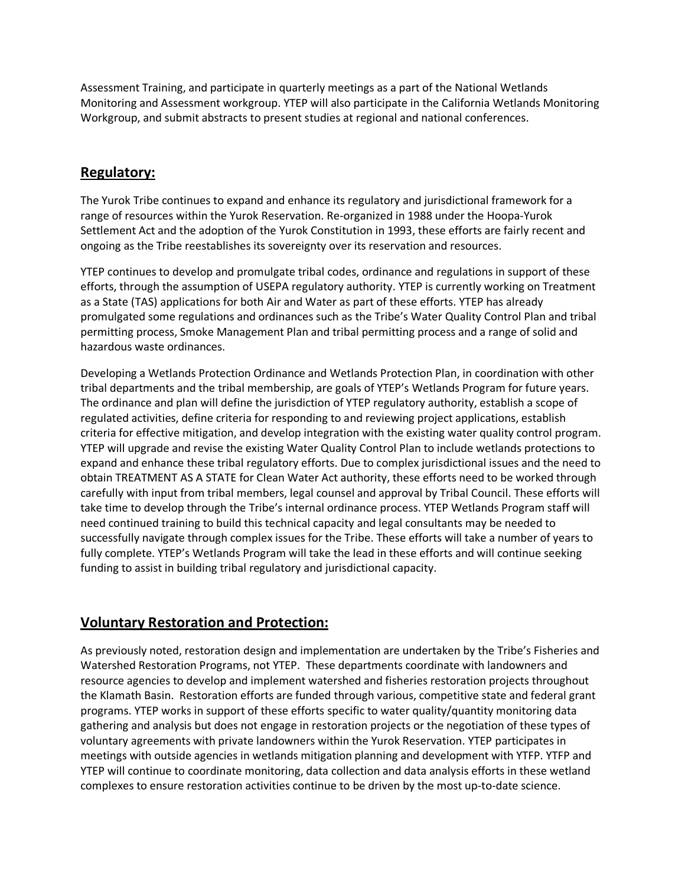Assessment Training, and participate in quarterly meetings as a part of the National Wetlands Monitoring and Assessment workgroup. YTEP will also participate in the California Wetlands Monitoring Workgroup, and submit abstracts to present studies at regional and national conferences.

## Regulatory:

The Yurok Tribe continues to expand and enhance its regulatory and jurisdictional framework for a range of resources within the Yurok Reservation. Re-organized in 1988 under the Hoopa-Yurok Settlement Act and the adoption of the Yurok Constitution in 1993, these efforts are fairly recent and ongoing as the Tribe reestablishes its sovereignty over its reservation and resources.

YTEP continues to develop and promulgate tribal codes, ordinance and regulations in support of these efforts, through the assumption of USEPA regulatory authority. YTEP is currently working on Treatment as a State (TAS) applications for both Air and Water as part of these efforts. YTEP has already promulgated some regulations and ordinances such as the Tribe's Water Quality Control Plan and tribal permitting process, Smoke Management Plan and tribal permitting process and a range of solid and hazardous waste ordinances.

Developing a Wetlands Protection Ordinance and Wetlands Protection Plan, in coordination with other tribal departments and the tribal membership, are goals of YTEP's Wetlands Program for future years. The ordinance and plan will define the jurisdiction of YTEP regulatory authority, establish a scope of regulated activities, define criteria for responding to and reviewing project applications, establish criteria for effective mitigation, and develop integration with the existing water quality control program. YTEP will upgrade and revise the existing Water Quality Control Plan to include wetlands protections to expand and enhance these tribal regulatory efforts. Due to complex jurisdictional issues and the need to obtain TREATMENT AS A STATE for Clean Water Act authority, these efforts need to be worked through carefully with input from tribal members, legal counsel and approval by Tribal Council. These efforts will take time to develop through the Tribe's internal ordinance process. YTEP Wetlands Program staff will need continued training to build this technical capacity and legal consultants may be needed to successfully navigate through complex issues for the Tribe. These efforts will take a number of years to fully complete. YTEP's Wetlands Program will take the lead in these efforts and will continue seeking funding to assist in building tribal regulatory and jurisdictional capacity.

## Voluntary Restoration and Protection:

As previously noted, restoration design and implementation are undertaken by the Tribe's Fisheries and Watershed Restoration Programs, not YTEP. These departments coordinate with landowners and resource agencies to develop and implement watershed and fisheries restoration projects throughout the Klamath Basin. Restoration efforts are funded through various, competitive state and federal grant programs. YTEP works in support of these efforts specific to water quality/quantity monitoring data gathering and analysis but does not engage in restoration projects or the negotiation of these types of voluntary agreements with private landowners within the Yurok Reservation. YTEP participates in meetings with outside agencies in wetlands mitigation planning and development with YTFP. YTFP and YTEP will continue to coordinate monitoring, data collection and data analysis efforts in these wetland complexes to ensure restoration activities continue to be driven by the most up-to-date science.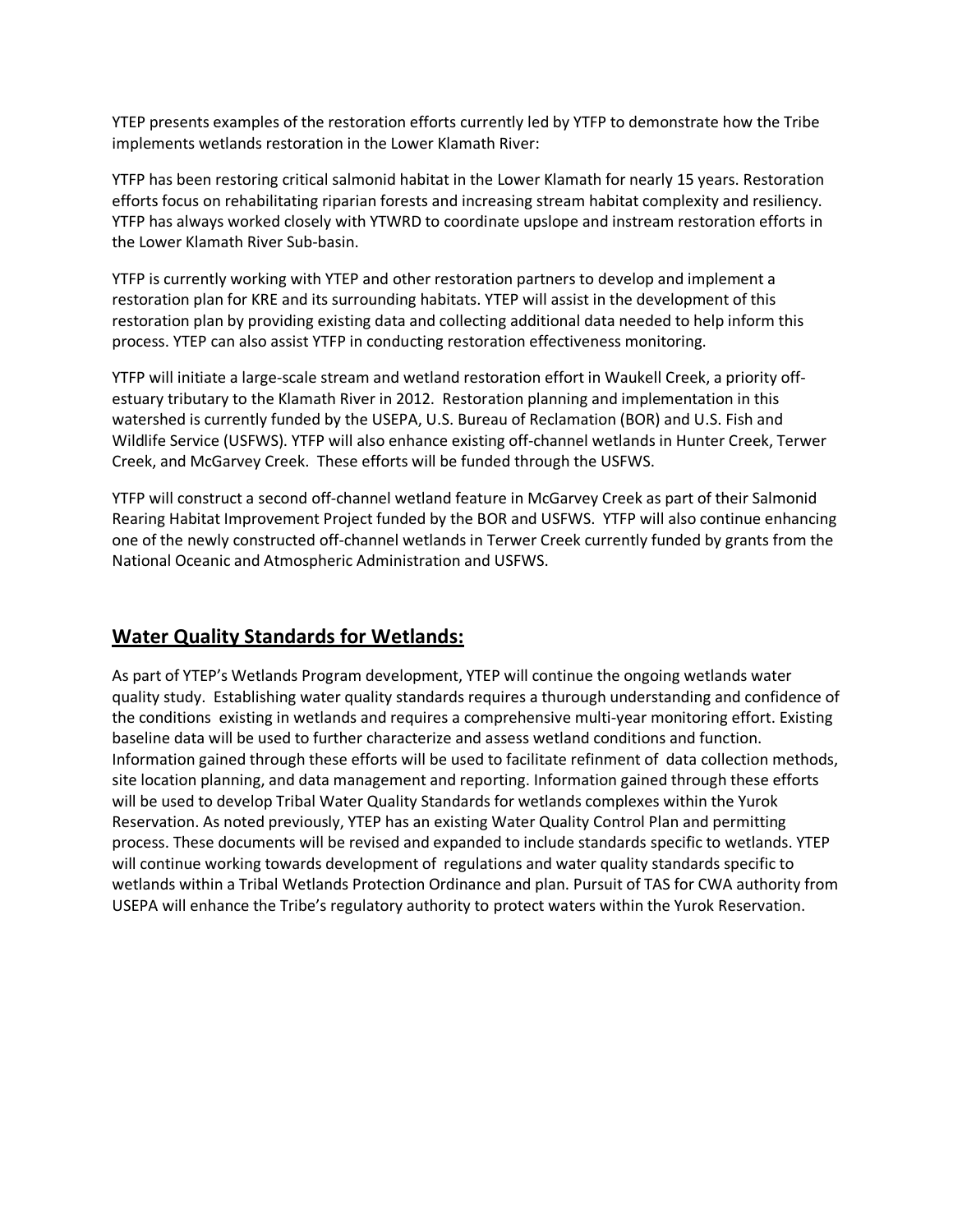YTEP presents examples of the restoration efforts currently led by YTFP to demonstrate how the Tribe implements wetlands restoration in the Lower Klamath River:

YTFP has been restoring critical salmonid habitat in the Lower Klamath for nearly 15 years. Restoration efforts focus on rehabilitating riparian forests and increasing stream habitat complexity and resiliency. YTFP has always worked closely with YTWRD to coordinate upslope and instream restoration efforts in the Lower Klamath River Sub-basin.

YTFP is currently working with YTEP and other restoration partners to develop and implement a restoration plan for KRE and its surrounding habitats. YTEP will assist in the development of this restoration plan by providing existing data and collecting additional data needed to help inform this process. YTEP can also assist YTFP in conducting restoration effectiveness monitoring.

YTFP will initiate a large-scale stream and wetland restoration effort in Waukell Creek, a priority off-estuary tributary to the Klamath River in 2012. Restoration planning and implementation in this watershed is currently funded by the USEPA, U.S. Bureau of Reclamation (BOR) and U.S. Fish and Wildlife Service (USFWS). YTFP will also enhance existing off-channel wetlands in Hunter Creek, Terwer Creek, and McGarvey Creek. These efforts will be funded through the USFWS.

YTFP will construct a second off-channel wetland feature in McGarvey Creek as part of their Salmonid Rearing Habitat Improvement Project funded by the BOR and USFWS. YTFP will also continue enhancing one of the newly constructed off-channel wetlands in Terwer Creek currently funded by grants from the National Oceanic and Atmospheric Administration and USFWS.

## **Water Quality Standards for Wetlands:**

As part of YTEP's Wetlands Program development, YTEP will continue the ongoing wetlands water quality study. Establishing water quality standards requires a thurough understanding and confidence of the conditions existing in wetlands and requires a comprehensive multi-year monitoring effort. Existing baseline data will be used to further characterize and assess wetland conditions and function. Information gained through these efforts will be used to facilitate refinment of data collection methods, site location planning, and data management and reporting. Information gained through these efforts will be used to develop Tribal Water Quality Standards for wetlands complexes within the Yurok Reservation. As noted previously, YTEP has an existing Water Quality Control Plan and permitting process. These documents will be revised and expanded to include standards specific to wetlands. YTEP will continue working towards development of regulations and water quality standards specific to wetlands within a Tribal Wetlands Protection Ordinance and plan. Pursuit of TAS for CWA authority from USEPA will enhance the Tribe's regulatory authority to protect waters within the Yurok Reservation.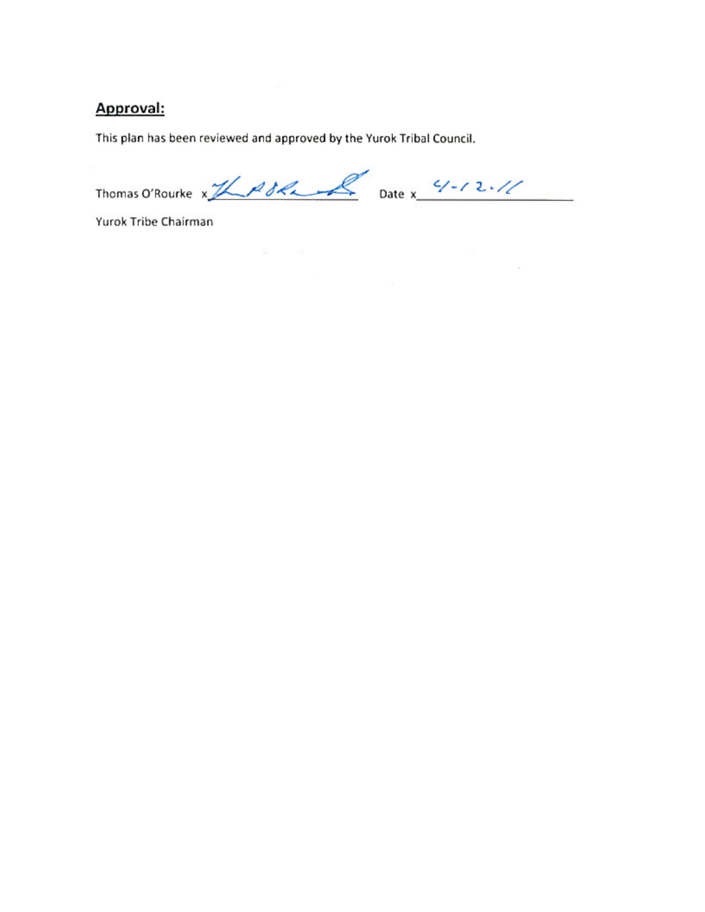## **Approval:**

This plan has been reviewed and approved by the Yurok Tribal Council.

Thomas O'Rourke x_______________ Date x 4-12-11

Yurok Tribe Chairman